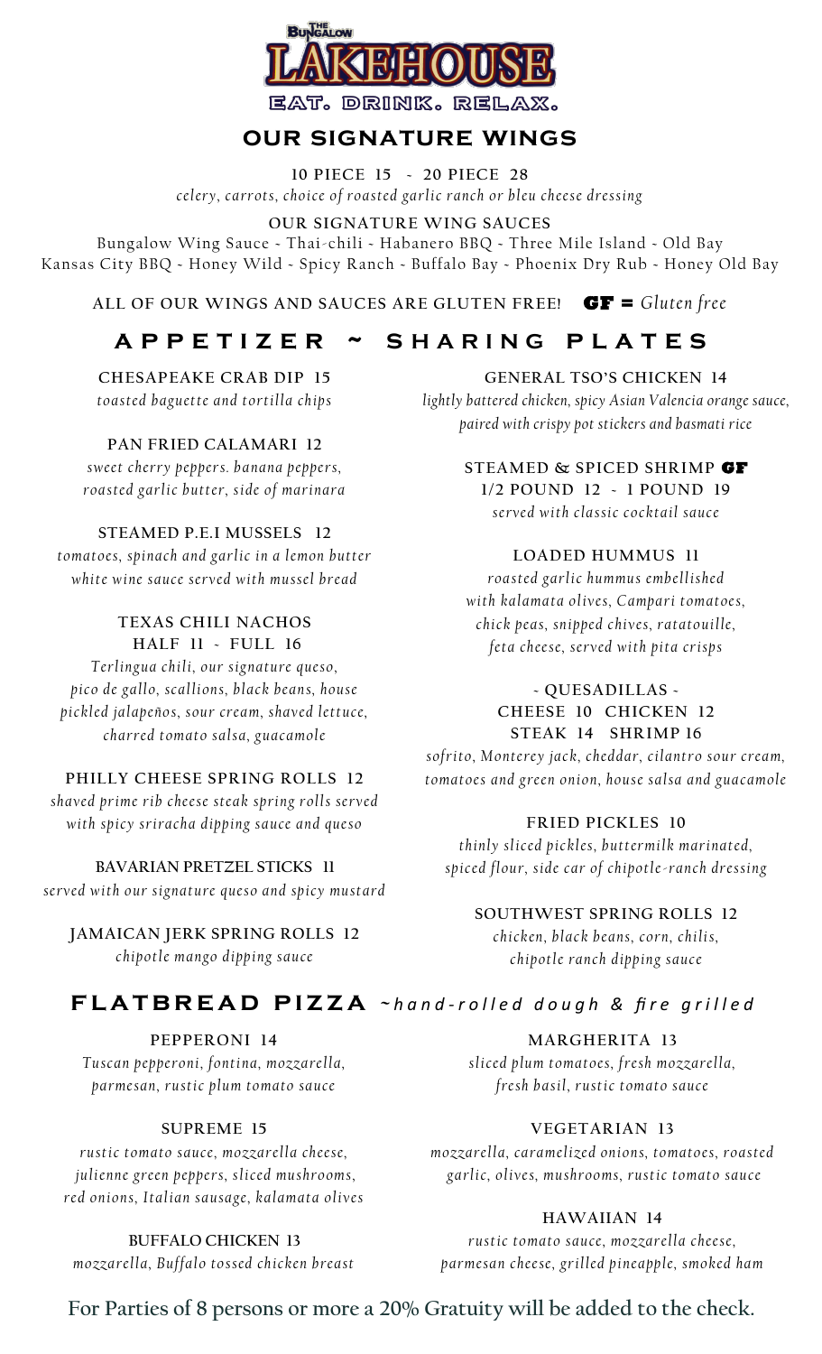# THE BUNGALOW LAKEHOUSE

EAT. DRINK. RELAX.

## OUR SIGNATURE WINGS

**10 PIECE 15 ~ 20 PIECE 28**

*celery, carrots, choice of roasted garlic ranch or bleu cheese dressing*

**OUR SIGNATURE WING SAUCES**

Bungalow Wing Sauce ~ Thai-chili ~ Habanero BBQ ~ Three Mile Island ~ Old Bay
Kansas City BBQ ~ Honey Wild ~ Spicy Ranch ~ Buffalo Bay ~ Phoenix Dry Rub ~ Honey Old Bay

**ALL OF OUR WINGS AND SAUCES ARE GLUTEN FREE!** **GF =** *Gluten free*

## APPETIZER ~ SHARING PLATES

**CHESAPEAKE CRAB DIP 15**
*toasted baguette and tortilla chips*

**PAN FRIED CALAMARI 12**
*sweet cherry peppers. banana peppers, roasted garlic butter, side of marinara*

**STEAMED P.E.I MUSSELS 12**
*tomatoes, spinach and garlic in a lemon butter white wine sauce served with mussel bread*

**TEXAS CHILI NACHOS**
**HALF 11 ~ FULL 16**
*Terlingua chili, our signature queso, pico de gallo, scallions, black beans, house pickled jalapeños, sour cream, shaved lettuce, charred tomato salsa, guacamole*

**PHILLY CHEESE SPRING ROLLS 12**
*shaved prime rib cheese steak spring rolls served with spicy sriracha dipping sauce and queso*

**BAVARIAN PRETZEL STICKS 11**
*served with our signature queso and spicy mustard*

**JAMAICAN JERK SPRING ROLLS 12**
*chipotle mango dipping sauce*

**GENERAL TSO'S CHICKEN 14**
*lightly battered chicken, spicy Asian Valencia orange sauce, paired with crispy pot stickers and basmati rice*

**STEAMED & SPICED SHRIMP GF**
**1/2 POUND 12 ~ 1 POUND 19**
*served with classic cocktail sauce*

**LOADED HUMMUS 11**
*roasted garlic hummus embellished with kalamata olives, Campari tomatoes, chick peas, snipped chives, ratatouille, feta cheese, served with pita crisps*

**~ QUESADILLAS ~**
**CHEESE 10 CHICKEN 12**
**STEAK 14 SHRIMP 16**
*sofrito, Monterey jack, cheddar, cilantro sour cream, tomatoes and green onion, house salsa and guacamole*

**FRIED PICKLES 10**
*thinly sliced pickles, buttermilk marinated, spiced flour, side car of chipotle-ranch dressing*

**SOUTHWEST SPRING ROLLS 12**
*chicken, black beans, corn, chilis, chipotle ranch dipping sauce*

## FLATBREAD PIZZA *~hand-rolled dough & fire grilled*

**PEPPERONI 14**
*Tuscan pepperoni, fontina, mozzarella, parmesan, rustic plum tomato sauce*

**SUPREME 15**
*rustic tomato sauce, mozzarella cheese, julienne green peppers, sliced mushrooms, red onions, Italian sausage, kalamata olives*

**BUFFALO CHICKEN 13**
*mozzarella, Buffalo tossed chicken breast*

**MARGHERITA 13**
*sliced plum tomatoes, fresh mozzarella, fresh basil, rustic tomato sauce*

**VEGETARIAN 13**
*mozzarella, caramelized onions, tomatoes, roasted garlic, olives, mushrooms, rustic tomato sauce*

**HAWAIIAN 14**
*rustic tomato sauce, mozzarella cheese, parmesan cheese, grilled pineapple, smoked ham*

**For Parties of 8 persons or more a 20% Gratuity will be added to the check.**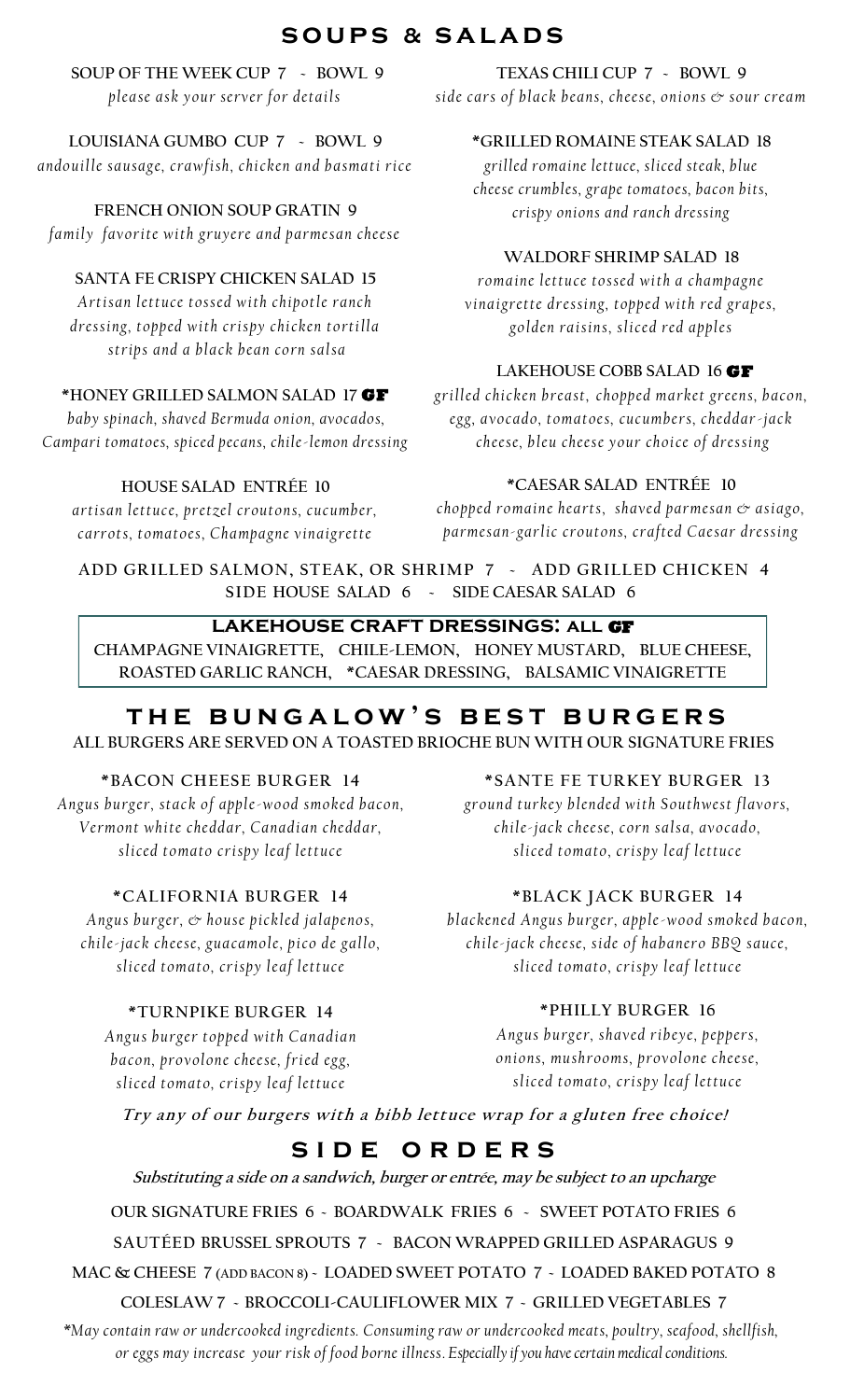# SOUPS & SALADS

**SOUP OF THE WEEK CUP 7 ~ BOWL 9**
*please ask your server for details*

**LOUISIANA GUMBO CUP 7 ~ BOWL 9**
*andouille sausage, crawfish, chicken and basmati rice*

**FRENCH ONION SOUP GRATIN 9**
*family favorite with gruyere and parmesan cheese*

**SANTA FE CRISPY CHICKEN SALAD 15**
*Artisan lettuce tossed with chipotle ranch dressing, topped with crispy chicken tortilla strips and a black bean corn salsa*

**\*HONEY GRILLED SALMON SALAD 17 GF**
*baby spinach, shaved Bermuda onion, avocados, Campari tomatoes, spiced pecans, chile-lemon dressing*

**HOUSE SALAD ENTRÉE 10**
*artisan lettuce, pretzel croutons, cucumber, carrots, tomatoes, Champagne vinaigrette*

**TEXAS CHILI CUP 7 ~ BOWL 9**
*side cars of black beans, cheese, onions & sour cream*

**\*GRILLED ROMAINE STEAK SALAD 18**
*grilled romaine lettuce, sliced steak, blue cheese crumbles, grape tomatoes, bacon bits, crispy onions and ranch dressing*

**WALDORF SHRIMP SALAD 18**
*romaine lettuce tossed with a champagne vinaigrette dressing, topped with red grapes, golden raisins, sliced red apples*

**LAKEHOUSE COBB SALAD 16 GF**
*grilled chicken breast, chopped market greens, bacon, egg, avocado, tomatoes, cucumbers, cheddar-jack cheese, bleu cheese your choice of dressing*

**\*CAESAR SALAD ENTRÉE 10**
*chopped romaine hearts, shaved parmesan & asiago, parmesan-garlic croutons, crafted Caesar dressing*

**ADD GRILLED SALMON, STEAK, OR SHRIMP 7 ~ ADD GRILLED CHICKEN 4**
**SIDE HOUSE SALAD 6 ~ SIDE CAESAR SALAD 6**

**LAKEHOUSE CRAFT DRESSINGS: ALL GF**
CHAMPAGNE VINAIGRETTE, CHILE-LEMON, HONEY MUSTARD, BLUE CHEESE, ROASTED GARLIC RANCH, *CAESAR DRESSING, BALSAMIC VINAIGRETTE

# THE BUNGALOW'S BEST BURGERS

**ALL BURGERS ARE SERVED ON A TOASTED BRIOCHE BUN WITH OUR SIGNATURE FRIES**

**\*BACON CHEESE BURGER 14**
*Angus burger, stack of apple-wood smoked bacon, Vermont white cheddar, Canadian cheddar, sliced tomato crispy leaf lettuce*

**\*CALIFORNIA BURGER 14**
*Angus burger, & house pickled jalapenos, chile-jack cheese, guacamole, pico de gallo, sliced tomato, crispy leaf lettuce*

**\*TURNPIKE BURGER 14**
*Angus burger topped with Canadian bacon, provolone cheese, fried egg, sliced tomato, crispy leaf lettuce*

**\*SANTE FE TURKEY BURGER 13**
*ground turkey blended with Southwest flavors, chile-jack cheese, corn salsa, avocado, sliced tomato, crispy leaf lettuce*

**\*BLACK JACK BURGER 14**
*blackened Angus burger, apple-wood smoked bacon, chile-jack cheese, side of habanero BBQ sauce, sliced tomato, crispy leaf lettuce*

**\*PHILLY BURGER 16**
*Angus burger, shaved ribeye, peppers, onions, mushrooms, provolone cheese, sliced tomato, crispy leaf lettuce*

***Try any of our burgers with a bibb lettuce wrap for a gluten free choice!***

# SIDE ORDERS

***Substituting a side on a sandwich, burger or entrée, may be subject to an upcharge***

OUR SIGNATURE FRIES 6 ~ BOARDWALK FRIES 6 ~ SWEET POTATO FRIES 6

SAUTÉED BRUSSEL SPROUTS 7 ~ BACON WRAPPED GRILLED ASPARAGUS 9

MAC & CHEESE 7 (ADD BACON 8) ~ LOADED SWEET POTATO 7 ~ LOADED BAKED POTATO 8

COLESLAW 7 ~ BROCCOLI-CAULIFLOWER MIX 7 ~ GRILLED VEGETABLES 7

*\*May contain raw or undercooked ingredients. Consuming raw or undercooked meats, poultry, seafood, shellfish, or eggs may increase your risk of food borne illness. Especially if you have certain medical conditions.*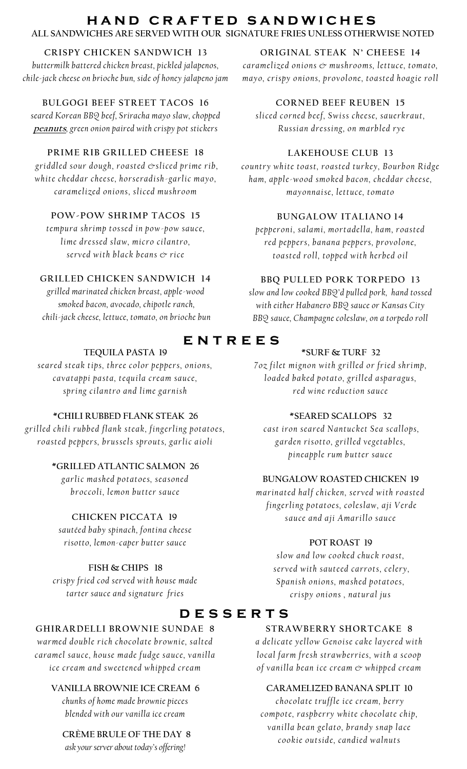# HAND CRAFTED SANDWICHES

**ALL SANDWICHES ARE SERVED WITH OUR SIGNATURE FRIES UNLESS OTHERWISE NOTED**

### CRISPY CHICKEN SANDWICH 13

*buttermilk battered chicken breast, pickled jalapenos, chile-jack cheese on brioche bun, side of honey jalapeno jam*

### BULGOGI BEEF STREET TACOS 16

*seared Korean BBQ beef, Sriracha mayo slaw, chopped* ***peanuts****, green onion paired with crispy pot stickers*

### PRIME RIB GRILLED CHEESE 18

*griddled sour dough, roasted & sliced prime rib, white cheddar cheese, horseradish-garlic mayo, caramelized onions, sliced mushroom*

### POW-POW SHRIMP TACOS 15

*tempura shrimp tossed in pow-pow sauce, lime dressed slaw, micro cilantro, served with black beans & rice*

### GRILLED CHICKEN SANDWICH 14

*grilled marinated chicken breast, apple-wood smoked bacon, avocado, chipotle ranch, chili-jack cheese, lettuce, tomato, on brioche bun*

### ORIGINAL STEAK N' CHEESE 14

*caramelized onions & mushrooms, lettuce, tomato, mayo, crispy onions, provolone, toasted hoagie roll*

### CORNED BEEF REUBEN 15

*sliced corned beef, Swiss cheese, sauerkraut, Russian dressing, on marbled rye*

### LAKEHOUSE CLUB 13

*country white toast, roasted turkey, Bourbon Ridge ham, apple-wood smoked bacon, cheddar cheese, mayonnaise, lettuce, tomato*

### BUNGALOW ITALIANO 14

*pepperoni, salami, mortadella, ham, roasted red peppers, banana peppers, provolone, toasted roll, topped with herbed oil*

### BBQ PULLED PORK TORPEDO 13

*slow and low cooked BBQ'd pulled pork, hand tossed with either Habanero BBQ sauce or Kansas City BBQ sauce, Champagne coleslaw, on a torpedo roll*

# ENTREES

### TEQUILA PASTA 19

*seared steak tips, three color peppers, onions, cavatappi pasta, tequila cream sauce, spring cilantro and lime garnish*

### *CHILI RUBBED FLANK STEAK 26

*grilled chili rubbed flank steak, fingerling potatoes, roasted peppers, brussels sprouts, garlic aioli*

### *GRILLED ATLANTIC SALMON 26

*garlic mashed potatoes, seasoned broccoli, lemon butter sauce*

### CHICKEN PICCATA 19

*sautéed baby spinach, fontina cheese risotto, lemon-caper butter sauce*

### FISH & CHIPS 18

*crispy fried cod served with house made tarter sauce and signature fries*

### *SURF & TURF 32

*7oz filet mignon with grilled or fried shrimp, loaded baked potato, grilled asparagus, red wine reduction sauce*

### *SEARED SCALLOPS 32

*cast iron seared Nantucket Sea scallops, garden risotto, grilled vegetables, pineapple rum butter sauce*

### BUNGALOW ROASTED CHICKEN 19

*marinated half chicken, served with roasted fingerling potatoes, coleslaw, aji Verde sauce and aji Amarillo sauce*

### POT ROAST 19

*slow and low cooked chuck roast, served with sauteed carrots, celery, Spanish onions, mashed potatoes, crispy onions, natural jus*

# DESSERTS

### GHIRARDELLI BROWNIE SUNDAE 8

*warmed double rich chocolate brownie, salted caramel sauce, house made fudge sauce, vanilla ice cream and sweetened whipped cream*

### VANILLA BROWNIE ICE CREAM 6

*chunks of home made brownie pieces blended with our vanilla ice cream*

### CRÈME BRULE OF THE DAY 8

*ask your server about today's offering!*

### STRAWBERRY SHORTCAKE 8

*a delicate yellow Genoise cake layered with local farm fresh strawberries, with a scoop of vanilla bean ice cream & whipped cream*

### CARAMELIZED BANANA SPLIT 10

*chocolate truffle ice cream, berry compote, raspberry white chocolate chip, vanilla bean gelato, brandy snap lace cookie outside, candied walnuts*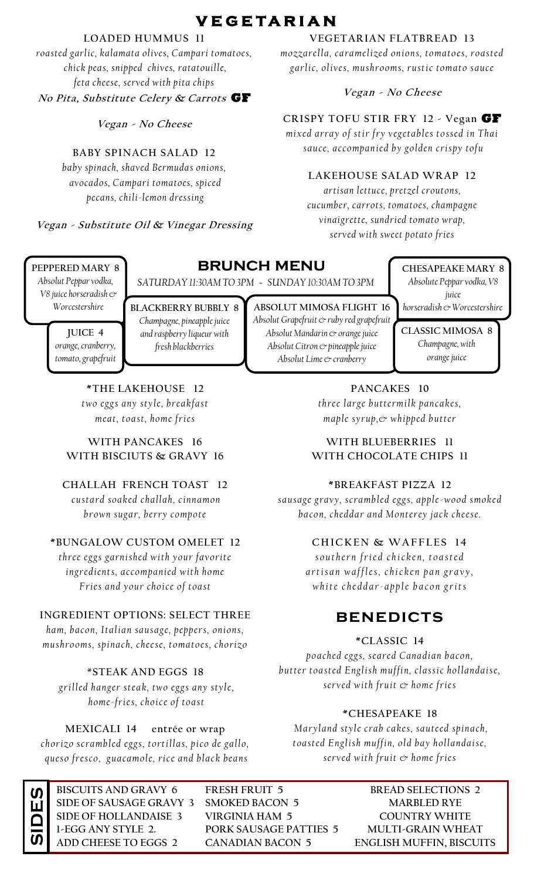# VEGETARIAN

### LOADED HUMMUS 11

*roasted garlic, kalamata olives, Campari tomatoes, chick peas, snipped chives, ratatouille, feta cheese, served with pita chips*

**No Pita, Substitute Celery & Carrots GF**

**Vegan - No Cheese**

### BABY SPINACH SALAD 12

*baby spinach, shaved Bermudas onions, avocados, Campari tomatoes, spiced pecans, chili-lemon dressing*

**Vegan - Substitute Oil & Vinegar Dressing**

### VEGETARIAN FLATBREAD 13

*mozzarella, caramelized onions, tomatoes, roasted garlic, olives, mushrooms, rustic tomato sauce*

**Vegan - No Cheese**

### CRISPY TOFU STIR FRY 12 - Vegan GF

*mixed array of stir fry vegetables tossed in Thai sauce, accompanied by golden crispy tofu*

### LAKEHOUSE SALAD WRAP 12

*artisan lettuce, pretzel croutons, cucumber, carrots, tomatoes, champagne vinaigrette, sundried tomato wrap, served with sweet potato fries*

# BRUNCH MENU

*SATURDAY 11:30AM TO 3PM - SUNDAY 10:30AM TO 3PM*

**PEPPERED MARY 8**
*Absolut Peppar vodka, V8 juice horseradish & Worcestershire*

**JUICE 4**
*orange, cranberry, tomato, grapefruit*

**BLACKBERRY BUBBLY 8**
*Champagne, pineapple juice and raspberry liqueur with fresh blackberries*

**ABSOLUT MIMOSA FLIGHT 16**
*Absolut Grapefruit & ruby red grapefruit*
*Absolut Mandarin & orange juice*
*Absolut Citron & pineapple juice*
*Absolut Lime & cranberry*

**CHESAPEAKE MARY 8**
*Absolute Peppar vodka, V8 juice horseradish & Worcestershire*

**CLASSIC MIMOSA 8**
*Champagne, with orange juice*

### *THE LAKEHOUSE 12

*two eggs any style, breakfast meat, toast, home fries*

**WITH PANCAKES 16**
**WITH BISCIUTS & GRAVY 16**

### CHALLAH FRENCH TOAST 12

*custard soaked challah, cinnamon brown sugar, berry compote*

### *BUNGALOW CUSTOM OMELET 12

*three eggs garnished with your favorite ingredients, accompanied with home Fries and your choice of toast*

### INGREDIENT OPTIONS: SELECT THREE

*ham, bacon, Italian sausage, peppers, onions, mushrooms, spinach, cheese, tomatoes, chorizo*

### *STEAK AND EGGS 18

*grilled hanger steak, two eggs any style, home-fries, choice of toast*

### MEXICALI 14 entrée or wrap

*chorizo scrambled eggs, tortillas, pico de gallo, queso fresco, guacamole, rice and black beans*

### PANCAKES 10

*three large buttermilk pancakes, maple syrup,& whipped butter*

**WITH BLUEBERRIES 11**
**WITH CHOCOLATE CHIPS 11**

### *BREAKFAST PIZZA 12

*sausage gravy, scrambled eggs, apple-wood smoked bacon, cheddar and Monterey jack cheese.*

### CHICKEN & WAFFLES 14

*southern fried chicken, toasted artisan waffles, chicken pan gravy, white cheddar-apple bacon grits*

# BENEDICTS

### *CLASSIC 14

*poached eggs, seared Canadian bacon, butter toasted English muffin, classic hollandaise, served with fruit & home fries*

### *CHESAPEAKE 18

*Maryland style crab cakes, sauteed spinach, toasted English muffin, old bay hollandaise, served with fruit & home fries*

## SIDES

| | | |
|---|---|---|
| BISCUITS AND GRAVY 6 | FRESH FRUIT 5 | BREAD SELECTIONS 2 |
| SIDE OF SAUSAGE GRAVY 3 | SMOKED BACON 5 | MARBLED RYE |
| SIDE OF HOLLANDAISE 3 | VIRGINIA HAM 5 | COUNTRY WHITE |
| 1-EGG ANY STYLE 2. | PORK SAUSAGE PATTIES 5 | MULTI-GRAIN WHEAT |
| ADD CHEESE TO EGGS 2 | CANADIAN BACON 5 | ENGLISH MUFFIN, BISCUITS |